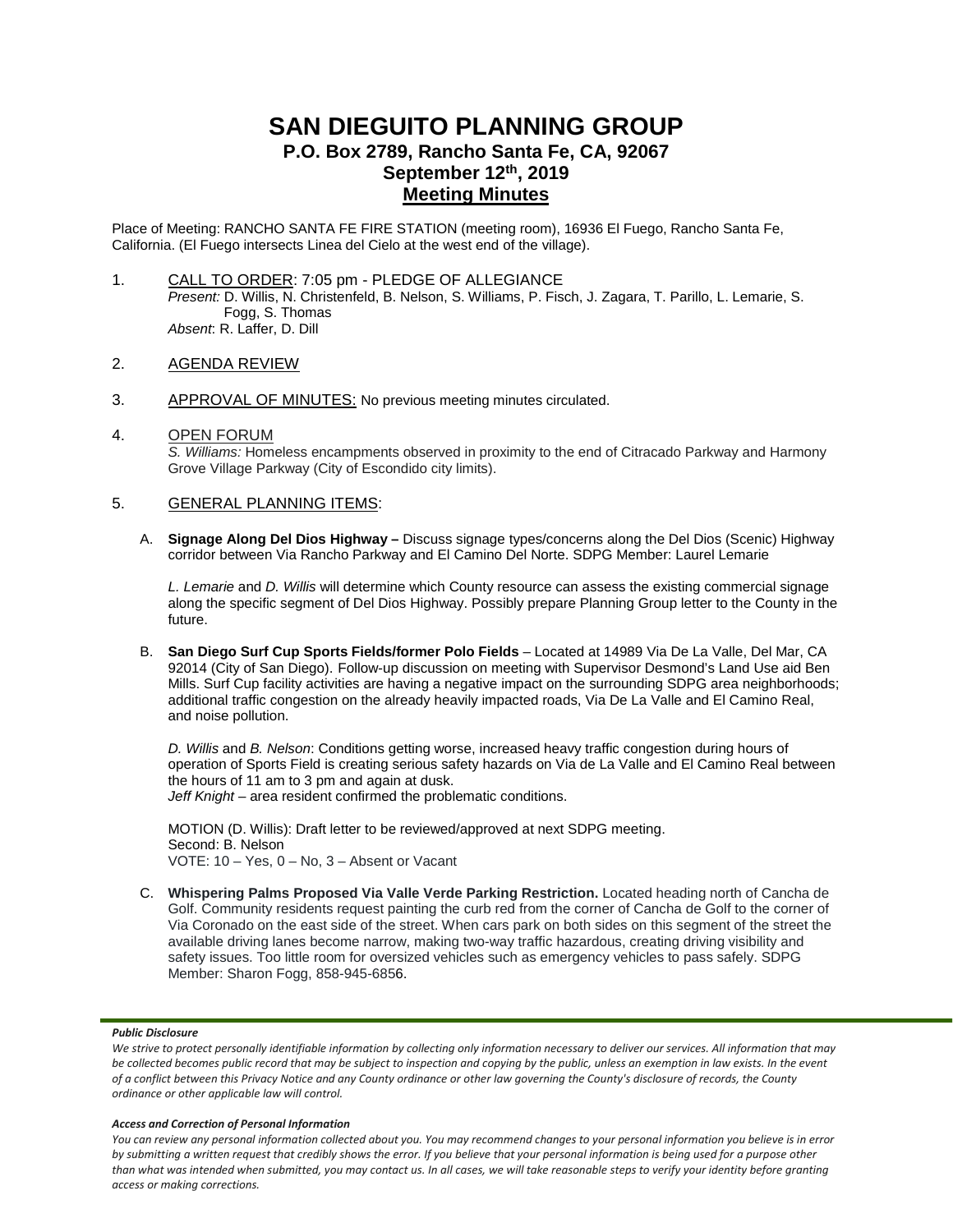# SAN DIEGUITO PLANNING GROUP

## P.O. Box 2789, Rancho Santa Fe, CA, 92067

## September 12th, 2019

## Meeting Minutes

Place of Meeting: RANCHO SANTA FE FIRE STATION (meeting room), 16936 El Fuego, Rancho Santa Fe, California. (El Fuego intersects Linea del Cielo at the west end of the village).

1. CALL TO ORDER: 7:05 pm - PLEDGE OF ALLEGIANCE
   *Present:* D. Willis, N. Christenfeld, B. Nelson, S. Williams, P. Fisch, J. Zagara, T. Parillo, L. Lemarie, S. Fogg, S. Thomas
   *Absent*: R. Laffer, D. Dill

2. AGENDA REVIEW

3. APPROVAL OF MINUTES: No previous meeting minutes circulated.

4. OPEN FORUM
   *S. Williams:* Homeless encampments observed in proximity to the end of Citracado Parkway and Harmony Grove Village Parkway (City of Escondido city limits).

5. GENERAL PLANNING ITEMS:

   A. **Signage Along Del Dios Highway –** Discuss signage types/concerns along the Del Dios (Scenic) Highway corridor between Via Rancho Parkway and El Camino Del Norte. SDPG Member: Laurel Lemarie

   *L. Lemarie* and *D. Willis* will determine which County resource can assess the existing commercial signage along the specific segment of Del Dios Highway. Possibly prepare Planning Group letter to the County in the future.

   B. **San Diego Surf Cup Sports Fields/former Polo Fields** – Located at 14989 Via De La Valle, Del Mar, CA 92014 (City of San Diego). Follow-up discussion on meeting with Supervisor Desmond's Land Use aid Ben Mills. Surf Cup facility activities are having a negative impact on the surrounding SDPG area neighborhoods; additional traffic congestion on the already heavily impacted roads, Via De La Valle and El Camino Real, and noise pollution.

   *D. Willis* and *B. Nelson*: Conditions getting worse, increased heavy traffic congestion during hours of operation of Sports Field is creating serious safety hazards on Via de La Valle and El Camino Real between the hours of 11 am to 3 pm and again at dusk.
   *Jeff Knight* – area resident confirmed the problematic conditions.

   MOTION (D. Willis): Draft letter to be reviewed/approved at next SDPG meeting.
   Second: B. Nelson
   VOTE: 10 – Yes, 0 – No, 3 – Absent or Vacant

   C. **Whispering Palms Proposed Via Valle Verde Parking Restriction.** Located heading north of Cancha de Golf. Community residents request painting the curb red from the corner of Cancha de Golf to the corner of Via Coronado on the east side of the street. When cars park on both sides on this segment of the street the available driving lanes become narrow, making two-way traffic hazardous, creating driving visibility and safety issues. Too little room for oversized vehicles such as emergency vehicles to pass safely. SDPG Member: Sharon Fogg, 858-945-6856.

***Public Disclosure***

*We strive to protect personally identifiable information by collecting only information necessary to deliver our services. All information that may be collected becomes public record that may be subject to inspection and copying by the public, unless an exemption in law exists. In the event of a conflict between this Privacy Notice and any County ordinance or other law governing the County's disclosure of records, the County ordinance or other applicable law will control.*

***Access and Correction of Personal Information***

*You can review any personal information collected about you. You may recommend changes to your personal information you believe is in error by submitting a written request that credibly shows the error. If you believe that your personal information is being used for a purpose other than what was intended when submitted, you may contact us. In all cases, we will take reasonable steps to verify your identity before granting access or making corrections.*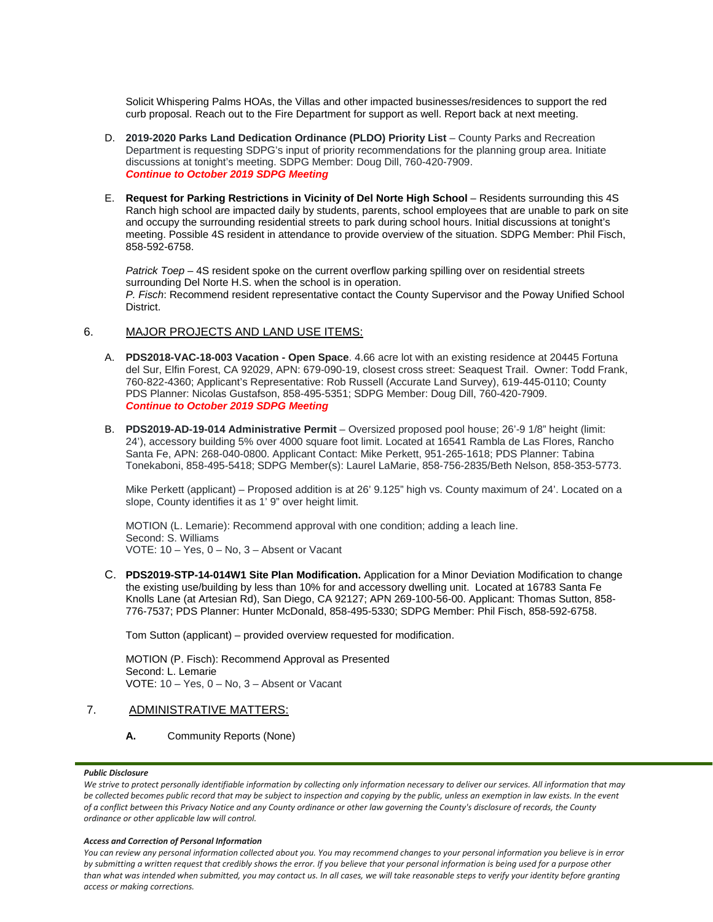Solicit Whispering Palms HOAs, the Villas and other impacted businesses/residences to support the red curb proposal. Reach out to the Fire Department for support as well. Report back at next meeting.

D. **2019-2020 Parks Land Dedication Ordinance (PLDO) Priority List** – County Parks and Recreation Department is requesting SDPG's input of priority recommendations for the planning group area. Initiate discussions at tonight's meeting. SDPG Member: Doug Dill, 760-420-7909.
***Continue to October 2019 SDPG Meeting***

E. **Request for Parking Restrictions in Vicinity of Del Norte High School** – Residents surrounding this 4S Ranch high school are impacted daily by students, parents, school employees that are unable to park on site and occupy the surrounding residential streets to park during school hours. Initial discussions at tonight's meeting. Possible 4S resident in attendance to provide overview of the situation. SDPG Member: Phil Fisch, 858-592-6758.

*Patrick Toep* – 4S resident spoke on the current overflow parking spilling over on residential streets surrounding Del Norte H.S. when the school is in operation.
*P. Fisch*: Recommend resident representative contact the County Supervisor and the Poway Unified School District.

6. MAJOR PROJECTS AND LAND USE ITEMS:

A. **PDS2018-VAC-18-003 Vacation - Open Space**. 4.66 acre lot with an existing residence at 20445 Fortuna del Sur, Elfin Forest, CA 92029, APN: 679-090-19, closest cross street: Seaquest Trail. Owner: Todd Frank, 760-822-4360; Applicant's Representative: Rob Russell (Accurate Land Survey), 619-445-0110; County PDS Planner: Nicolas Gustafson, 858-495-5351; SDPG Member: Doug Dill, 760-420-7909.
***Continue to October 2019 SDPG Meeting***

B. **PDS2019-AD-19-014 Administrative Permit** – Oversized proposed pool house; 26'-9 1/8" height (limit: 24'), accessory building 5% over 4000 square foot limit. Located at 16541 Rambla de Las Flores, Rancho Santa Fe, APN: 268-040-0800. Applicant Contact: Mike Perkett, 951-265-1618; PDS Planner: Tabina Tonekaboni, 858-495-5418; SDPG Member(s): Laurel LaMarie, 858-756-2835/Beth Nelson, 858-353-5773.

Mike Perkett (applicant) – Proposed addition is at 26' 9.125" high vs. County maximum of 24'. Located on a slope, County identifies it as 1' 9" over height limit.

MOTION (L. Lemarie): Recommend approval with one condition; adding a leach line.
Second: S. Williams
VOTE: 10 – Yes, 0 – No, 3 – Absent or Vacant

C. **PDS2019-STP-14-014W1 Site Plan Modification.** Application for a Minor Deviation Modification to change the existing use/building by less than 10% for and accessory dwelling unit. Located at 16783 Santa Fe Knolls Lane (at Artesian Rd), San Diego, CA 92127; APN 269-100-56-00. Applicant: Thomas Sutton, 858-776-7537; PDS Planner: Hunter McDonald, 858-495-5330; SDPG Member: Phil Fisch, 858-592-6758.

Tom Sutton (applicant) – provided overview requested for modification.

MOTION (P. Fisch): Recommend Approval as Presented
Second: L. Lemarie
VOTE: 10 – Yes, 0 – No, 3 – Absent or Vacant

7. ADMINISTRATIVE MATTERS:

**A.** Community Reports (None)

***Public Disclosure***

*We strive to protect personally identifiable information by collecting only information necessary to deliver our services. All information that may be collected becomes public record that may be subject to inspection and copying by the public, unless an exemption in law exists. In the event of a conflict between this Privacy Notice and any County ordinance or other law governing the County's disclosure of records, the County ordinance or other applicable law will control.*

***Access and Correction of Personal Information***

*You can review any personal information collected about you. You may recommend changes to your personal information you believe is in error by submitting a written request that credibly shows the error. If you believe that your personal information is being used for a purpose other than what was intended when submitted, you may contact us. In all cases, we will take reasonable steps to verify your identity before granting access or making corrections.*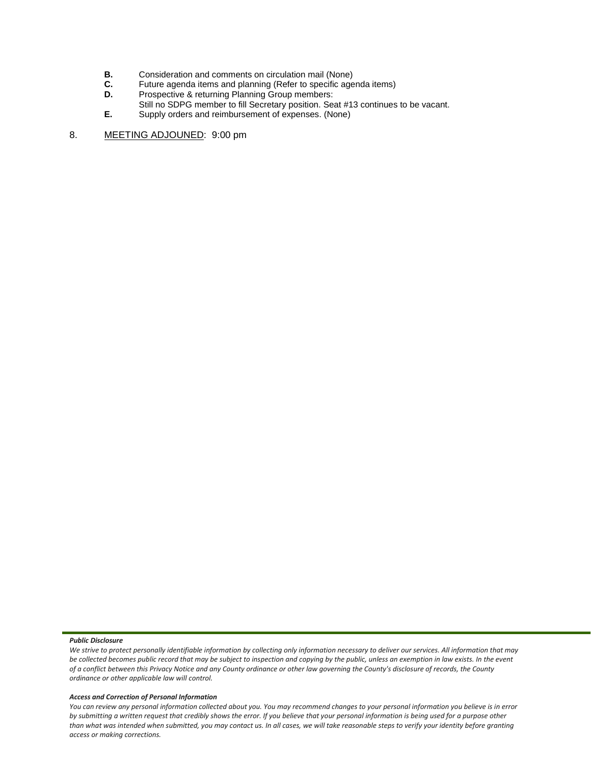- **B.** Consideration and comments on circulation mail (None)
- **C.** Future agenda items and planning (Refer to specific agenda items)
- **D.** Prospective & returning Planning Group members:
  Still no SDPG member to fill Secretary position. Seat #13 continues to be vacant.
- **E.** Supply orders and reimbursement of expenses. (None)

8. MEETING ADJOUNED: 9:00 pm

***Public Disclosure***

*We strive to protect personally identifiable information by collecting only information necessary to deliver our services. All information that may be collected becomes public record that may be subject to inspection and copying by the public, unless an exemption in law exists. In the event of a conflict between this Privacy Notice and any County ordinance or other law governing the County's disclosure of records, the County ordinance or other applicable law will control.*

***Access and Correction of Personal Information***

*You can review any personal information collected about you. You may recommend changes to your personal information you believe is in error by submitting a written request that credibly shows the error. If you believe that your personal information is being used for a purpose other than what was intended when submitted, you may contact us. In all cases, we will take reasonable steps to verify your identity before granting access or making corrections.*